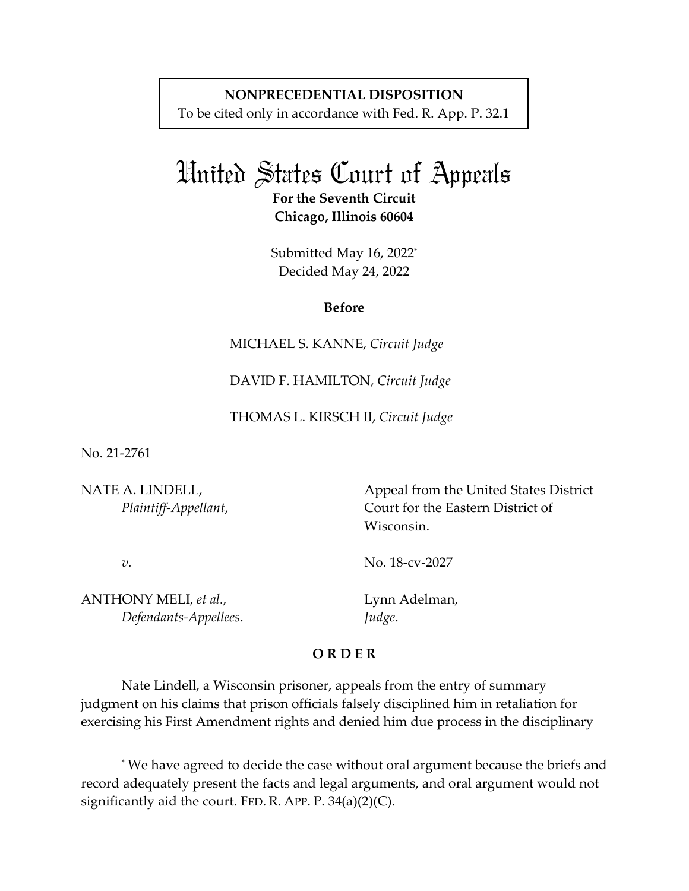**NONPRECEDENTIAL DISPOSITION**
To be cited only in accordance with Fed. R. App. P. 32.1

# United States Court of Appeals

**For the Seventh Circuit**
**Chicago, Illinois 60604**

Submitted May 16, 2022*
Decided May 24, 2022

**Before**

MICHAEL S. KANNE, *Circuit Judge*

DAVID F. HAMILTON, *Circuit Judge*

THOMAS L. KIRSCH II, *Circuit Judge*

No. 21-2761

NATE A. LINDELL,
*Plaintiff-Appellant*,

*v*.

ANTHONY MELI, *et al.*,
*Defendants-Appellees*.

Appeal from the United States District Court for the Eastern District of Wisconsin.

No. 18-cv-2027

Lynn Adelman,
*Judge*.

**O R D E R**

Nate Lindell, a Wisconsin prisoner, appeals from the entry of summary judgment on his claims that prison officials falsely disciplined him in retaliation for exercising his First Amendment rights and denied him due process in the disciplinary

---

* We have agreed to decide the case without oral argument because the briefs and record adequately present the facts and legal arguments, and oral argument would not significantly aid the court. FED. R. APP. P. 34(a)(2)(C).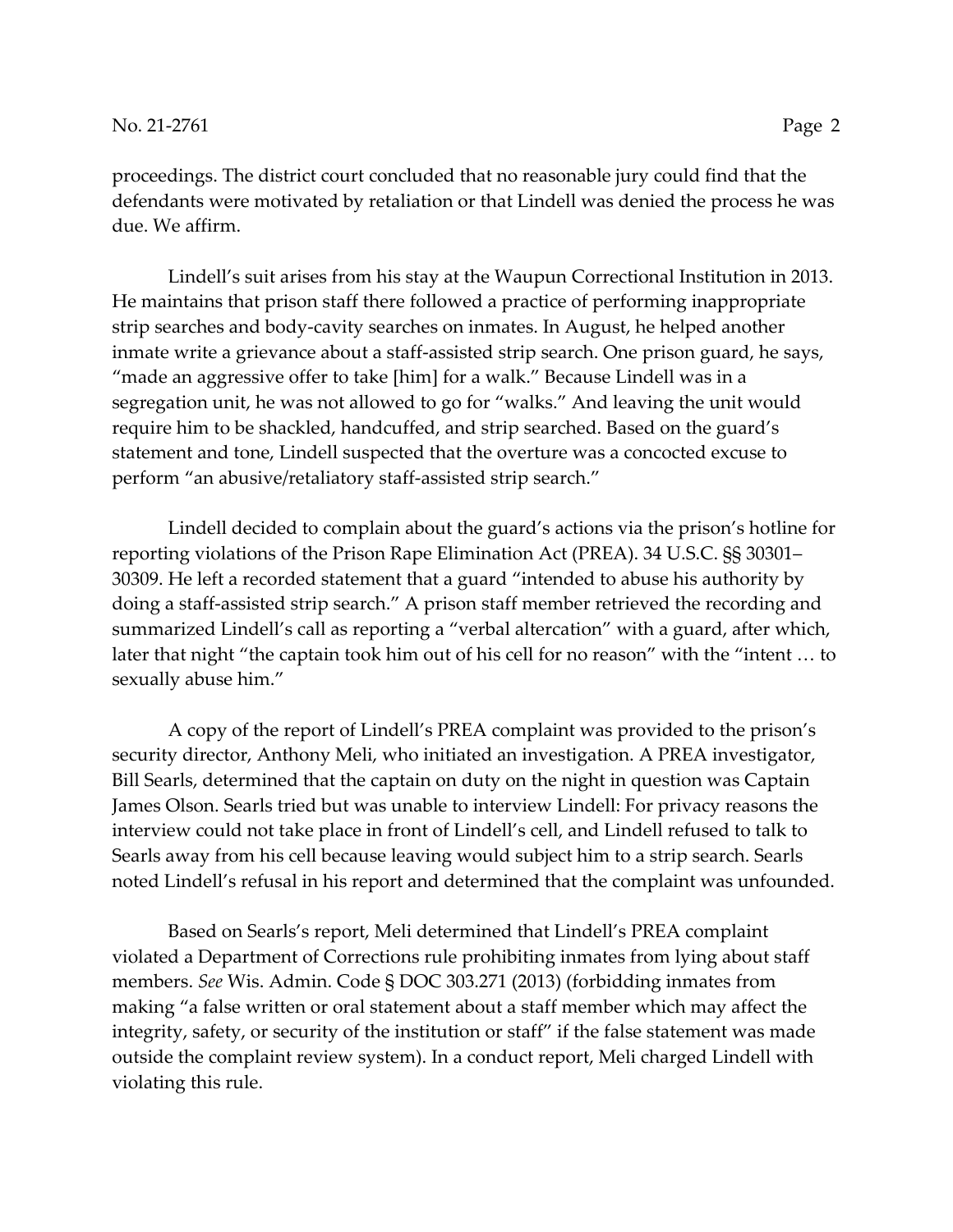proceedings. The district court concluded that no reasonable jury could find that the defendants were motivated by retaliation or that Lindell was denied the process he was due. We affirm.

Lindell's suit arises from his stay at the Waupun Correctional Institution in 2013. He maintains that prison staff there followed a practice of performing inappropriate strip searches and body-cavity searches on inmates. In August, he helped another inmate write a grievance about a staff-assisted strip search. One prison guard, he says, "made an aggressive offer to take [him] for a walk." Because Lindell was in a segregation unit, he was not allowed to go for "walks." And leaving the unit would require him to be shackled, handcuffed, and strip searched. Based on the guard's statement and tone, Lindell suspected that the overture was a concocted excuse to perform "an abusive/retaliatory staff-assisted strip search."

Lindell decided to complain about the guard's actions via the prison's hotline for reporting violations of the Prison Rape Elimination Act (PREA). 34 U.S.C. §§ 30301–30309. He left a recorded statement that a guard "intended to abuse his authority by doing a staff-assisted strip search." A prison staff member retrieved the recording and summarized Lindell's call as reporting a "verbal altercation" with a guard, after which, later that night "the captain took him out of his cell for no reason" with the "intent … to sexually abuse him."

A copy of the report of Lindell's PREA complaint was provided to the prison's security director, Anthony Meli, who initiated an investigation. A PREA investigator, Bill Searls, determined that the captain on duty on the night in question was Captain James Olson. Searls tried but was unable to interview Lindell: For privacy reasons the interview could not take place in front of Lindell's cell, and Lindell refused to talk to Searls away from his cell because leaving would subject him to a strip search. Searls noted Lindell's refusal in his report and determined that the complaint was unfounded.

Based on Searls's report, Meli determined that Lindell's PREA complaint violated a Department of Corrections rule prohibiting inmates from lying about staff members. *See* Wis. Admin. Code § DOC 303.271 (2013) (forbidding inmates from making "a false written or oral statement about a staff member which may affect the integrity, safety, or security of the institution or staff" if the false statement was made outside the complaint review system). In a conduct report, Meli charged Lindell with violating this rule.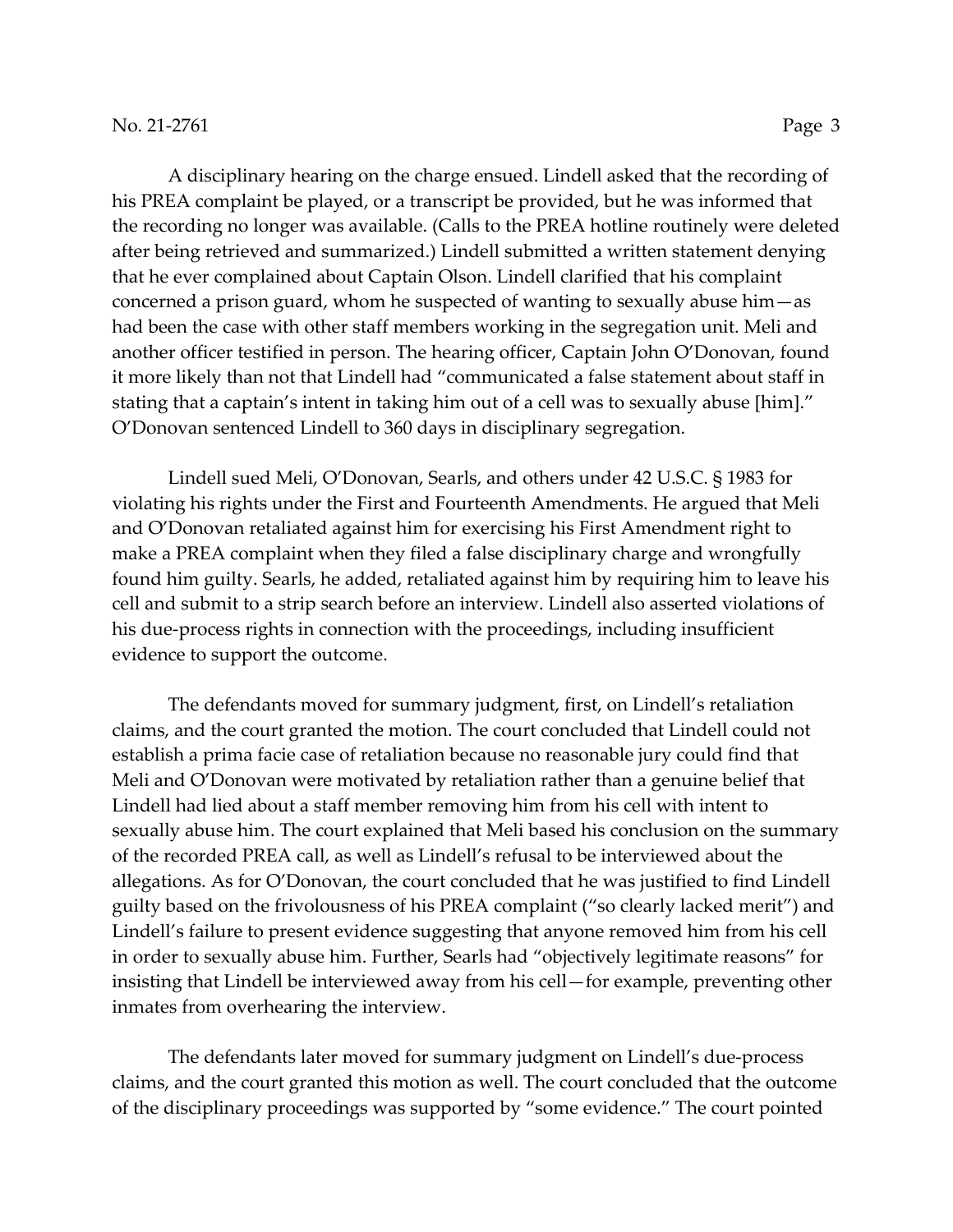A disciplinary hearing on the charge ensued. Lindell asked that the recording of his PREA complaint be played, or a transcript be provided, but he was informed that the recording no longer was available. (Calls to the PREA hotline routinely were deleted after being retrieved and summarized.) Lindell submitted a written statement denying that he ever complained about Captain Olson. Lindell clarified that his complaint concerned a prison guard, whom he suspected of wanting to sexually abuse him—as had been the case with other staff members working in the segregation unit. Meli and another officer testified in person. The hearing officer, Captain John O'Donovan, found it more likely than not that Lindell had "communicated a false statement about staff in stating that a captain's intent in taking him out of a cell was to sexually abuse [him]." O'Donovan sentenced Lindell to 360 days in disciplinary segregation.

Lindell sued Meli, O'Donovan, Searls, and others under 42 U.S.C. § 1983 for violating his rights under the First and Fourteenth Amendments. He argued that Meli and O'Donovan retaliated against him for exercising his First Amendment right to make a PREA complaint when they filed a false disciplinary charge and wrongfully found him guilty. Searls, he added, retaliated against him by requiring him to leave his cell and submit to a strip search before an interview. Lindell also asserted violations of his due-process rights in connection with the proceedings, including insufficient evidence to support the outcome.

The defendants moved for summary judgment, first, on Lindell's retaliation claims, and the court granted the motion. The court concluded that Lindell could not establish a prima facie case of retaliation because no reasonable jury could find that Meli and O'Donovan were motivated by retaliation rather than a genuine belief that Lindell had lied about a staff member removing him from his cell with intent to sexually abuse him. The court explained that Meli based his conclusion on the summary of the recorded PREA call, as well as Lindell's refusal to be interviewed about the allegations. As for O'Donovan, the court concluded that he was justified to find Lindell guilty based on the frivolousness of his PREA complaint ("so clearly lacked merit") and Lindell's failure to present evidence suggesting that anyone removed him from his cell in order to sexually abuse him. Further, Searls had "objectively legitimate reasons" for insisting that Lindell be interviewed away from his cell—for example, preventing other inmates from overhearing the interview.

The defendants later moved for summary judgment on Lindell's due-process claims, and the court granted this motion as well. The court concluded that the outcome of the disciplinary proceedings was supported by "some evidence." The court pointed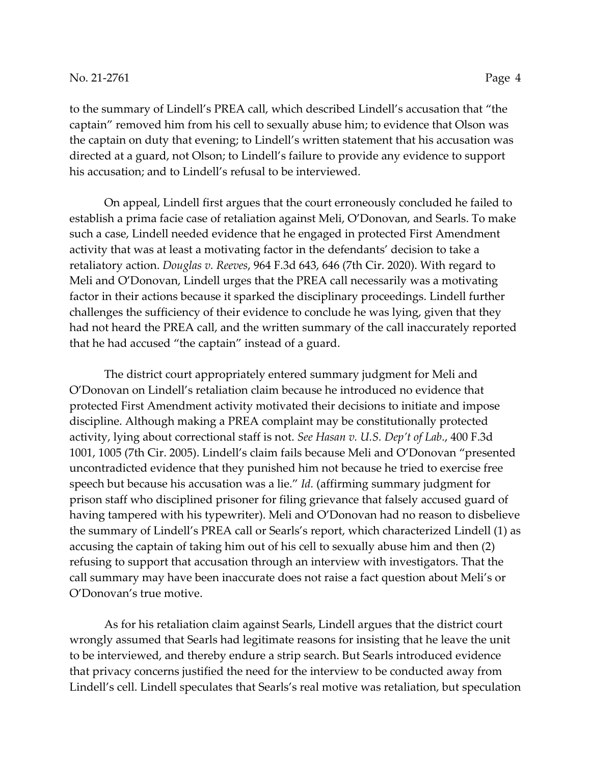to the summary of Lindell's PREA call, which described Lindell's accusation that "the captain" removed him from his cell to sexually abuse him; to evidence that Olson was the captain on duty that evening; to Lindell's written statement that his accusation was directed at a guard, not Olson; to Lindell's failure to provide any evidence to support his accusation; and to Lindell's refusal to be interviewed.

On appeal, Lindell first argues that the court erroneously concluded he failed to establish a prima facie case of retaliation against Meli, O'Donovan, and Searls. To make such a case, Lindell needed evidence that he engaged in protected First Amendment activity that was at least a motivating factor in the defendants' decision to take a retaliatory action. *Douglas v. Reeves*, 964 F.3d 643, 646 (7th Cir. 2020). With regard to Meli and O'Donovan, Lindell urges that the PREA call necessarily was a motivating factor in their actions because it sparked the disciplinary proceedings. Lindell further challenges the sufficiency of their evidence to conclude he was lying, given that they had not heard the PREA call, and the written summary of the call inaccurately reported that he had accused "the captain" instead of a guard.

The district court appropriately entered summary judgment for Meli and O'Donovan on Lindell's retaliation claim because he introduced no evidence that protected First Amendment activity motivated their decisions to initiate and impose discipline. Although making a PREA complaint may be constitutionally protected activity, lying about correctional staff is not. *See Hasan v. U.S. Dep't of Lab.*, 400 F.3d 1001, 1005 (7th Cir. 2005). Lindell's claim fails because Meli and O'Donovan "presented uncontradicted evidence that they punished him not because he tried to exercise free speech but because his accusation was a lie." *Id.* (affirming summary judgment for prison staff who disciplined prisoner for filing grievance that falsely accused guard of having tampered with his typewriter). Meli and O'Donovan had no reason to disbelieve the summary of Lindell's PREA call or Searls's report, which characterized Lindell (1) as accusing the captain of taking him out of his cell to sexually abuse him and then (2) refusing to support that accusation through an interview with investigators. That the call summary may have been inaccurate does not raise a fact question about Meli's or O'Donovan's true motive.

As for his retaliation claim against Searls, Lindell argues that the district court wrongly assumed that Searls had legitimate reasons for insisting that he leave the unit to be interviewed, and thereby endure a strip search. But Searls introduced evidence that privacy concerns justified the need for the interview to be conducted away from Lindell's cell. Lindell speculates that Searls's real motive was retaliation, but speculation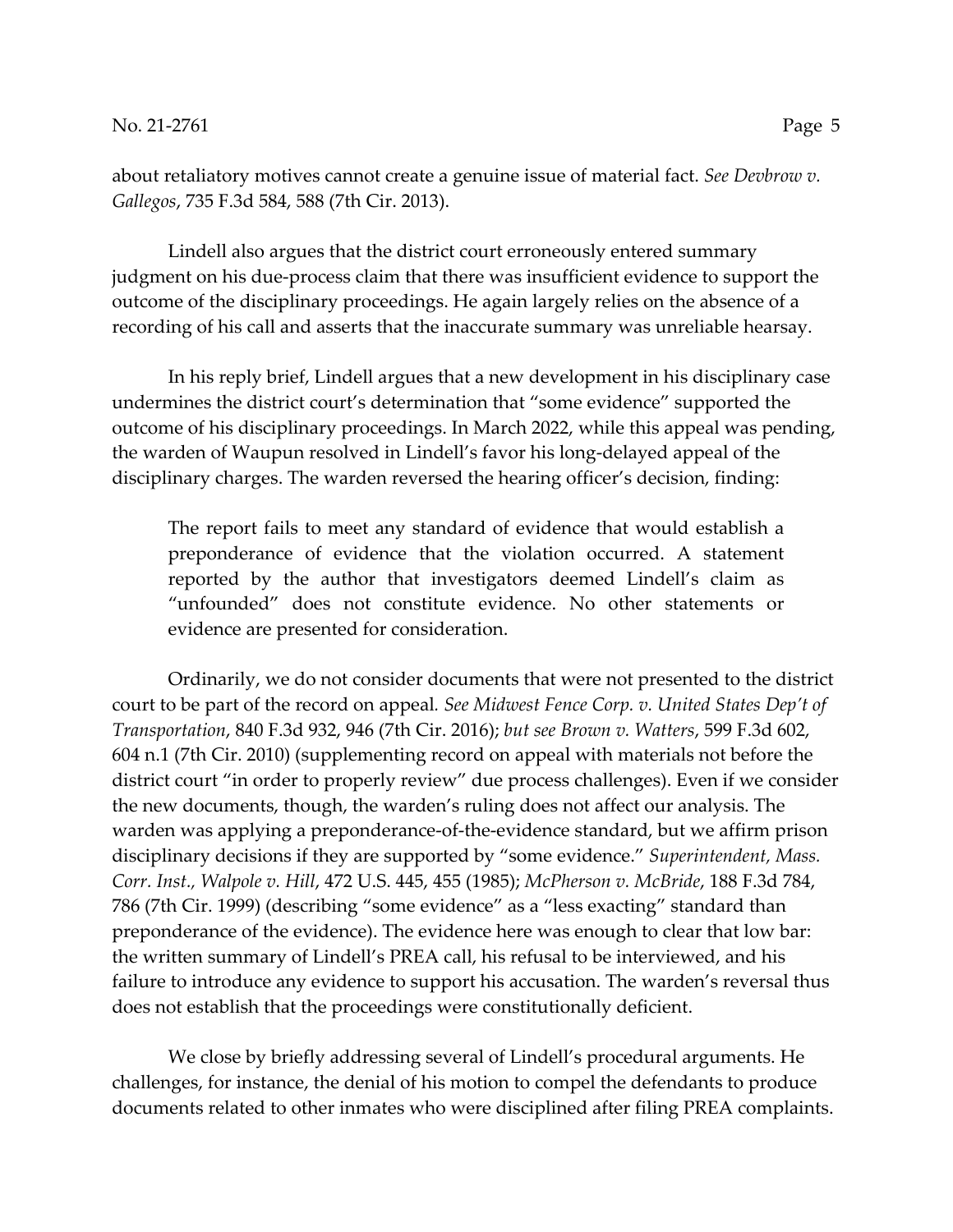about retaliatory motives cannot create a genuine issue of material fact. *See Devbrow v. Gallegos*, 735 F.3d 584, 588 (7th Cir. 2013).

Lindell also argues that the district court erroneously entered summary judgment on his due-process claim that there was insufficient evidence to support the outcome of the disciplinary proceedings. He again largely relies on the absence of a recording of his call and asserts that the inaccurate summary was unreliable hearsay.

In his reply brief, Lindell argues that a new development in his disciplinary case undermines the district court's determination that "some evidence" supported the outcome of his disciplinary proceedings. In March 2022, while this appeal was pending, the warden of Waupun resolved in Lindell's favor his long-delayed appeal of the disciplinary charges. The warden reversed the hearing officer's decision, finding:

> The report fails to meet any standard of evidence that would establish a preponderance of evidence that the violation occurred. A statement reported by the author that investigators deemed Lindell's claim as "unfounded" does not constitute evidence. No other statements or evidence are presented for consideration.

Ordinarily, we do not consider documents that were not presented to the district court to be part of the record on appeal. *See Midwest Fence Corp. v. United States Dep't of Transportation*, 840 F.3d 932, 946 (7th Cir. 2016); *but see Brown v. Watters*, 599 F.3d 602, 604 n.1 (7th Cir. 2010) (supplementing record on appeal with materials not before the district court "in order to properly review" due process challenges). Even if we consider the new documents, though, the warden's ruling does not affect our analysis. The warden was applying a preponderance-of-the-evidence standard, but we affirm prison disciplinary decisions if they are supported by "some evidence." *Superintendent, Mass. Corr. Inst., Walpole v. Hill*, 472 U.S. 445, 455 (1985); *McPherson v. McBride*, 188 F.3d 784, 786 (7th Cir. 1999) (describing "some evidence" as a "less exacting" standard than preponderance of the evidence). The evidence here was enough to clear that low bar: the written summary of Lindell's PREA call, his refusal to be interviewed, and his failure to introduce any evidence to support his accusation. The warden's reversal thus does not establish that the proceedings were constitutionally deficient.

We close by briefly addressing several of Lindell's procedural arguments. He challenges, for instance, the denial of his motion to compel the defendants to produce documents related to other inmates who were disciplined after filing PREA complaints.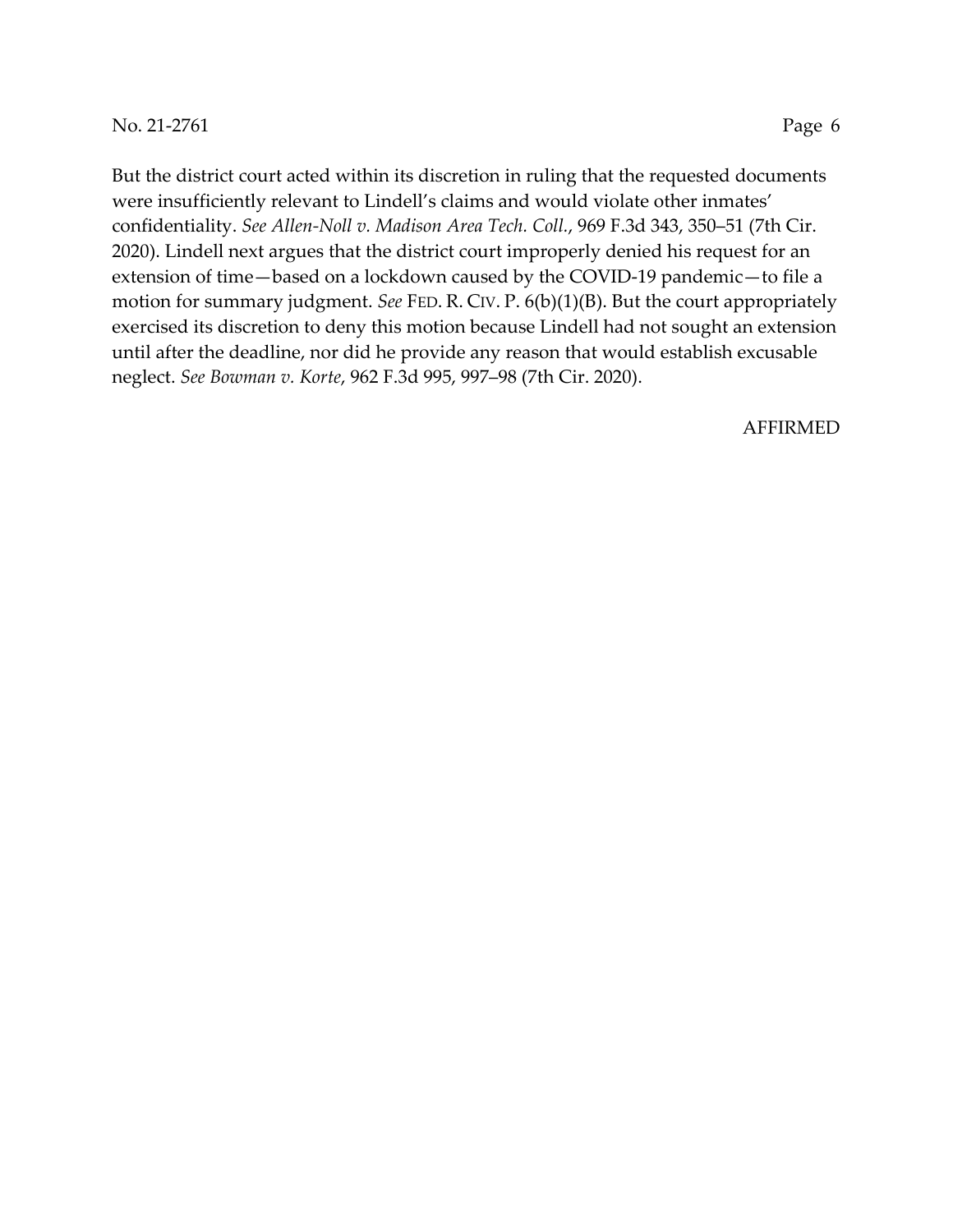But the district court acted within its discretion in ruling that the requested documents were insufficiently relevant to Lindell's claims and would violate other inmates' confidentiality. *See Allen-Noll v. Madison Area Tech. Coll.*, 969 F.3d 343, 350–51 (7th Cir. 2020). Lindell next argues that the district court improperly denied his request for an extension of time—based on a lockdown caused by the COVID-19 pandemic—to file a motion for summary judgment. *See* FED. R. CIV. P. 6(b)(1)(B). But the court appropriately exercised its discretion to deny this motion because Lindell had not sought an extension until after the deadline, nor did he provide any reason that would establish excusable neglect. *See Bowman v. Korte*, 962 F.3d 995, 997–98 (7th Cir. 2020).

AFFIRMED